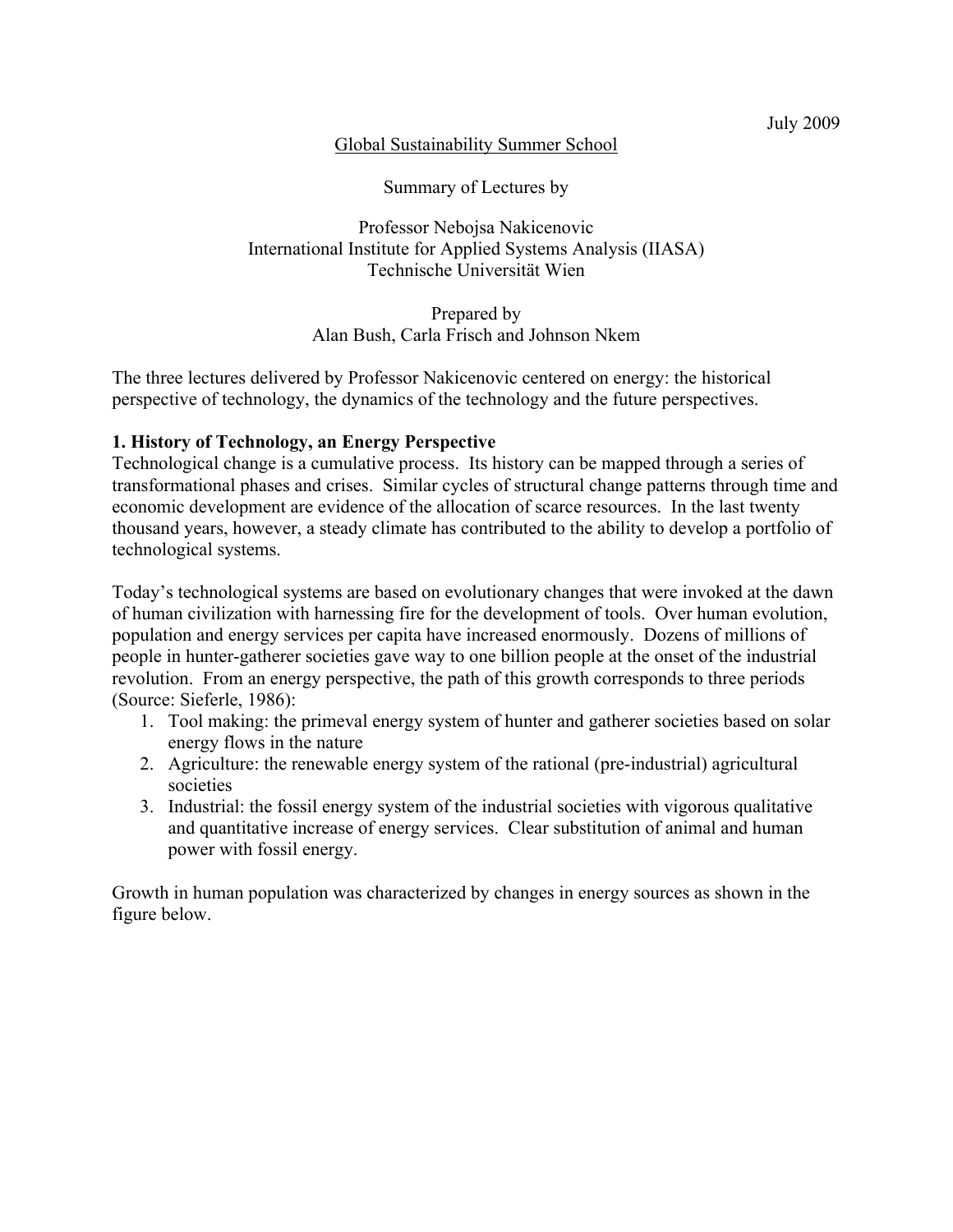July 2009

Global Sustainability Summer School

Summary of Lectures by

Professor Nebojsa Nakicenovic
International Institute for Applied Systems Analysis (IIASA)
Technische Universität Wien

Prepared by
Alan Bush, Carla Frisch and Johnson Nkem

The three lectures delivered by Professor Nakicenovic centered on energy: the historical perspective of technology, the dynamics of the technology and the future perspectives.

## 1. History of Technology, an Energy Perspective

Technological change is a cumulative process. Its history can be mapped through a series of transformational phases and crises. Similar cycles of structural change patterns through time and economic development are evidence of the allocation of scarce resources. In the last twenty thousand years, however, a steady climate has contributed to the ability to develop a portfolio of technological systems.

Today's technological systems are based on evolutionary changes that were invoked at the dawn of human civilization with harnessing fire for the development of tools. Over human evolution, population and energy services per capita have increased enormously. Dozens of millions of people in hunter-gatherer societies gave way to one billion people at the onset of the industrial revolution. From an energy perspective, the path of this growth corresponds to three periods (Source: Sieferle, 1986):

1. Tool making: the primeval energy system of hunter and gatherer societies based on solar energy flows in the nature
2. Agriculture: the renewable energy system of the rational (pre-industrial) agricultural societies
3. Industrial: the fossil energy system of the industrial societies with vigorous qualitative and quantitative increase of energy services. Clear substitution of animal and human power with fossil energy.

Growth in human population was characterized by changes in energy sources as shown in the figure below.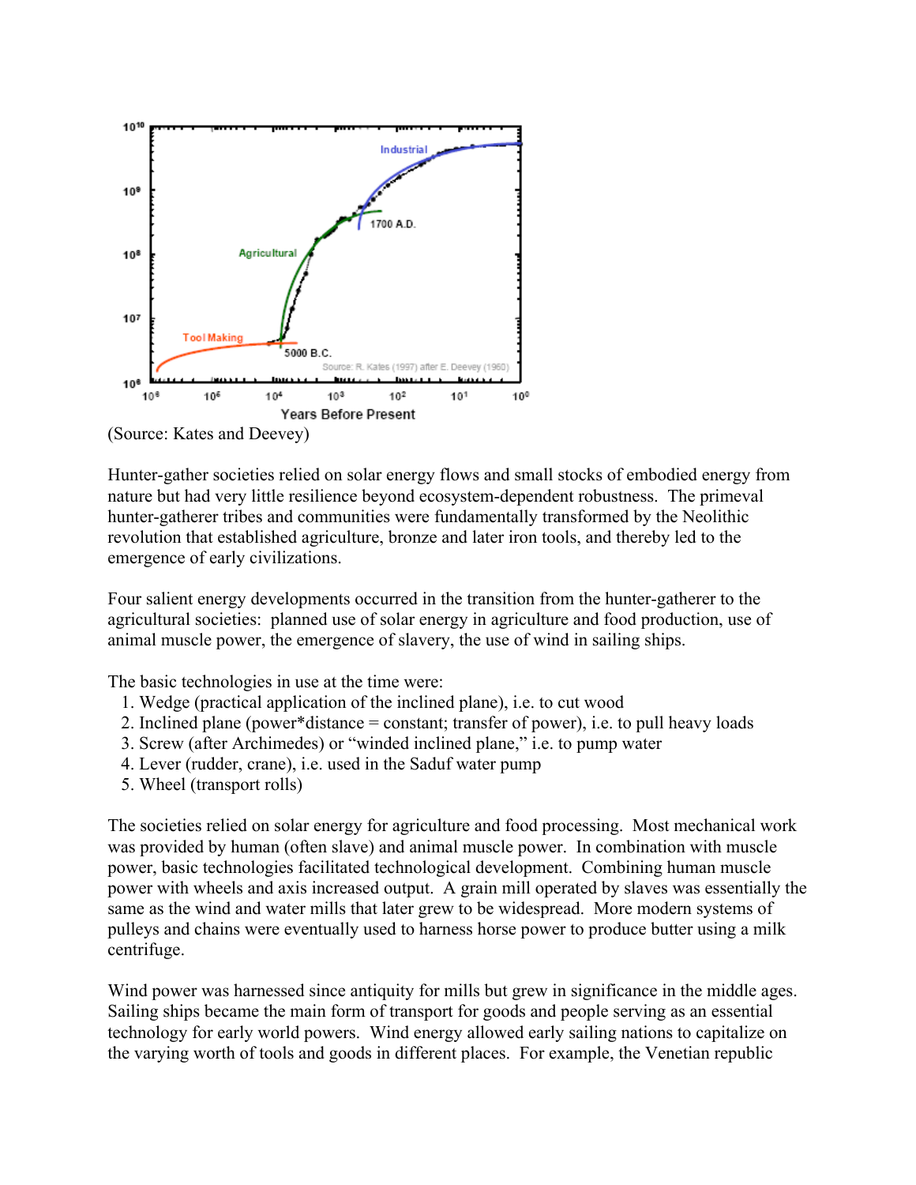(Source: Kates and Deevey)

Hunter-gather societies relied on solar energy flows and small stocks of embodied energy from nature but had very little resilience beyond ecosystem-dependent robustness. The primeval hunter-gatherer tribes and communities were fundamentally transformed by the Neolithic revolution that established agriculture, bronze and later iron tools, and thereby led to the emergence of early civilizations.

Four salient energy developments occurred in the transition from the hunter-gatherer to the agricultural societies: planned use of solar energy in agriculture and food production, use of animal muscle power, the emergence of slavery, the use of wind in sailing ships.

The basic technologies in use at the time were:

1. Wedge (practical application of the inclined plane), i.e. to cut wood
2. Inclined plane (power*distance = constant; transfer of power), i.e. to pull heavy loads
3. Screw (after Archimedes) or "winded inclined plane," i.e. to pump water
4. Lever (rudder, crane), i.e. used in the Saduf water pump
5. Wheel (transport rolls)

The societies relied on solar energy for agriculture and food processing. Most mechanical work was provided by human (often slave) and animal muscle power. In combination with muscle power, basic technologies facilitated technological development. Combining human muscle power with wheels and axis increased output. A grain mill operated by slaves was essentially the same as the wind and water mills that later grew to be widespread. More modern systems of pulleys and chains were eventually used to harness horse power to produce butter using a milk centrifuge.

Wind power was harnessed since antiquity for mills but grew in significance in the middle ages. Sailing ships became the main form of transport for goods and people serving as an essential technology for early world powers. Wind energy allowed early sailing nations to capitalize on the varying worth of tools and goods in different places. For example, the Venetian republic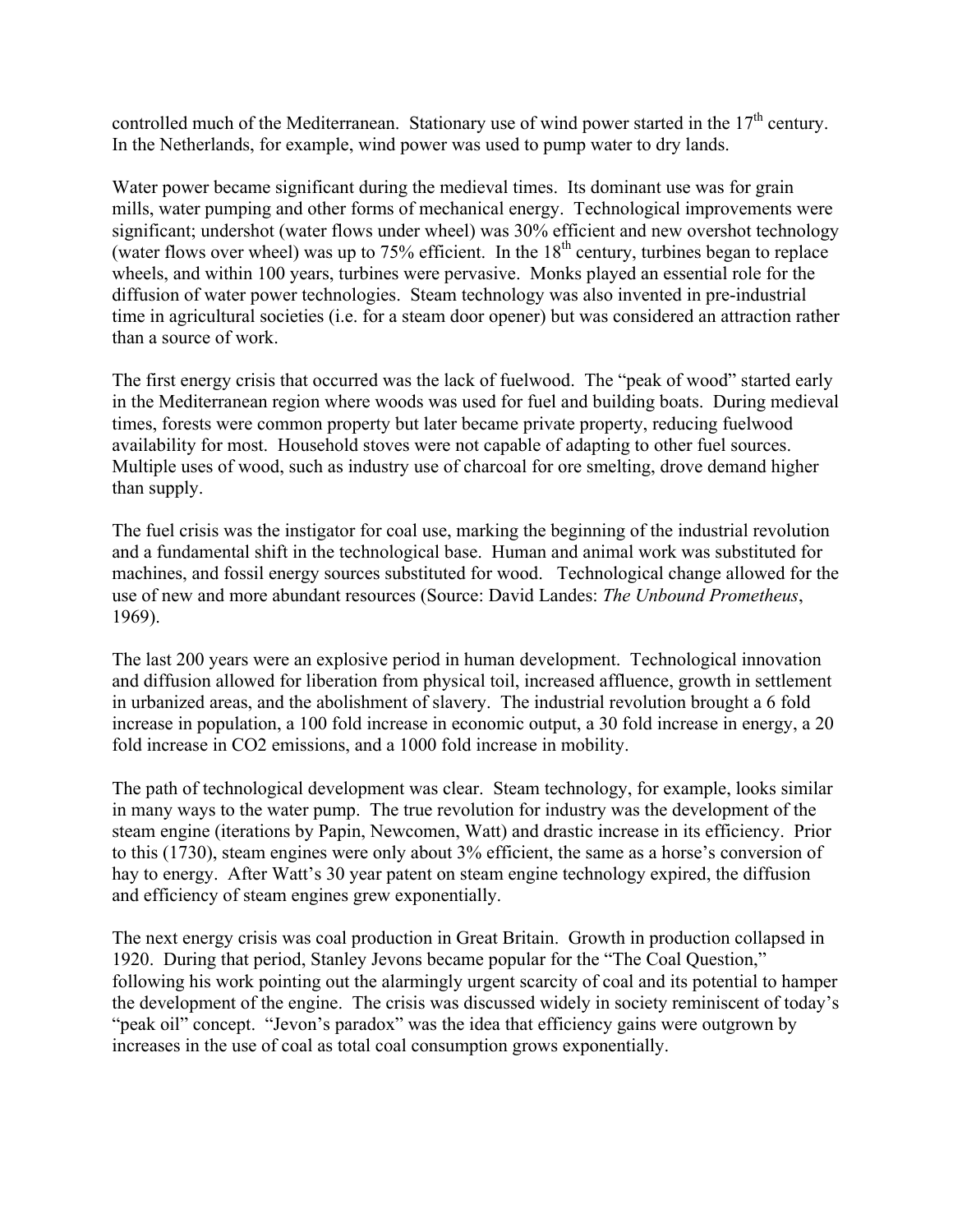controlled much of the Mediterranean. Stationary use of wind power started in the 17th century. In the Netherlands, for example, wind power was used to pump water to dry lands.

Water power became significant during the medieval times. Its dominant use was for grain mills, water pumping and other forms of mechanical energy. Technological improvements were significant; undershot (water flows under wheel) was 30% efficient and new overshot technology (water flows over wheel) was up to 75% efficient. In the 18th century, turbines began to replace wheels, and within 100 years, turbines were pervasive. Monks played an essential role for the diffusion of water power technologies. Steam technology was also invented in pre-industrial time in agricultural societies (i.e. for a steam door opener) but was considered an attraction rather than a source of work.

The first energy crisis that occurred was the lack of fuelwood. The "peak of wood" started early in the Mediterranean region where woods was used for fuel and building boats. During medieval times, forests were common property but later became private property, reducing fuelwood availability for most. Household stoves were not capable of adapting to other fuel sources. Multiple uses of wood, such as industry use of charcoal for ore smelting, drove demand higher than supply.

The fuel crisis was the instigator for coal use, marking the beginning of the industrial revolution and a fundamental shift in the technological base. Human and animal work was substituted for machines, and fossil energy sources substituted for wood. Technological change allowed for the use of new and more abundant resources (Source: David Landes: *The Unbound Prometheus*, 1969).

The last 200 years were an explosive period in human development. Technological innovation and diffusion allowed for liberation from physical toil, increased affluence, growth in settlement in urbanized areas, and the abolishment of slavery. The industrial revolution brought a 6 fold increase in population, a 100 fold increase in economic output, a 30 fold increase in energy, a 20 fold increase in $CO_2$ emissions, and a 1000 fold increase in mobility.

The path of technological development was clear. Steam technology, for example, looks similar in many ways to the water pump. The true revolution for industry was the development of the steam engine (iterations by Papin, Newcomen, Watt) and drastic increase in its efficiency. Prior to this (1730), steam engines were only about 3% efficient, the same as a horse's conversion of hay to energy. After Watt's 30 year patent on steam engine technology expired, the diffusion and efficiency of steam engines grew exponentially.

The next energy crisis was coal production in Great Britain. Growth in production collapsed in 1920. During that period, Stanley Jevons became popular for the "The Coal Question," following his work pointing out the alarmingly urgent scarcity of coal and its potential to hamper the development of the engine. The crisis was discussed widely in society reminiscent of today's "peak oil" concept. "Jevon's paradox" was the idea that efficiency gains were outgrown by increases in the use of coal as total coal consumption grows exponentially.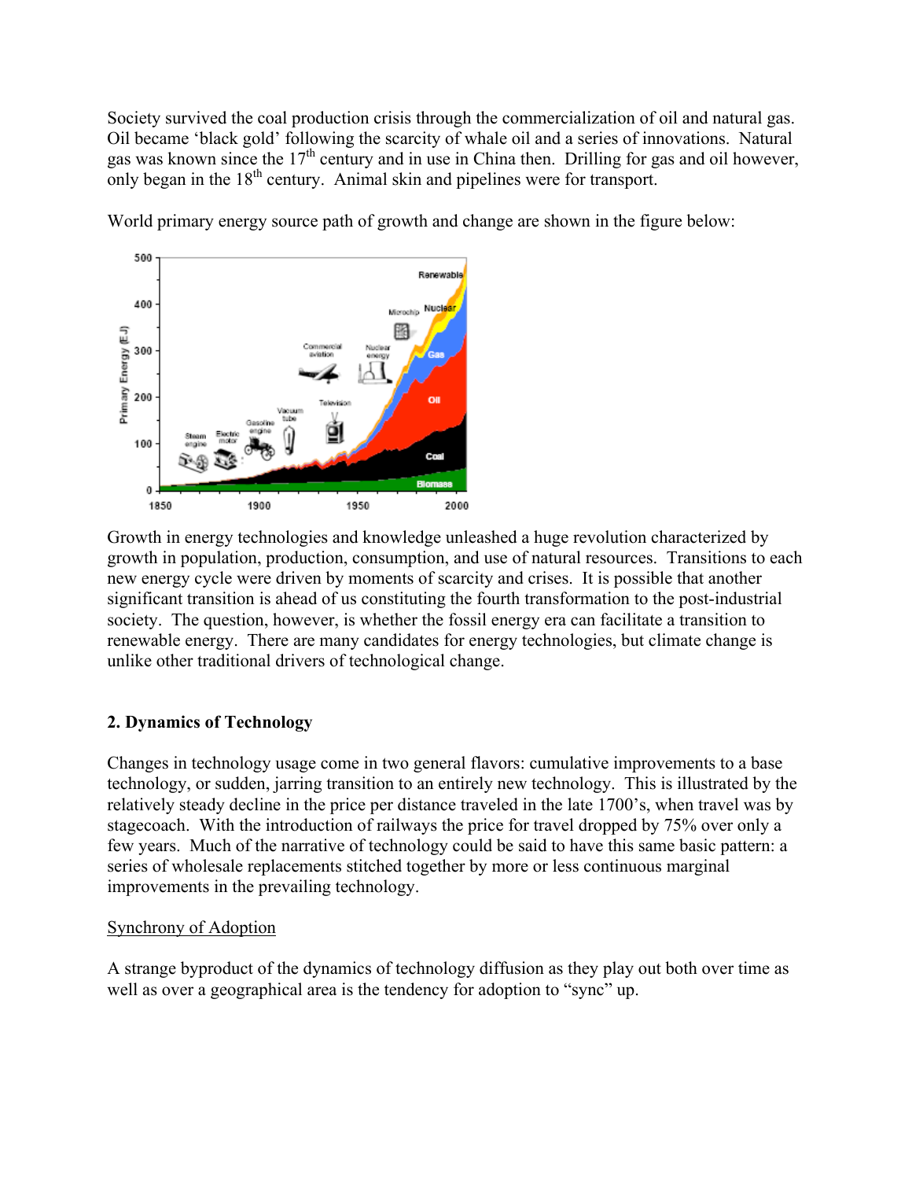Society survived the coal production crisis through the commercialization of oil and natural gas. Oil became 'black gold' following the scarcity of whale oil and a series of innovations. Natural gas was known since the 17th century and in use in China then. Drilling for gas and oil however, only began in the 18th century. Animal skin and pipelines were for transport.

World primary energy source path of growth and change are shown in the figure below:

Growth in energy technologies and knowledge unleashed a huge revolution characterized by growth in population, production, consumption, and use of natural resources. Transitions to each new energy cycle were driven by moments of scarcity and crises. It is possible that another significant transition is ahead of us constituting the fourth transformation to the post-industrial society. The question, however, is whether the fossil energy era can facilitate a transition to renewable energy. There are many candidates for energy technologies, but climate change is unlike other traditional drivers of technological change.

## 2. Dynamics of Technology

Changes in technology usage come in two general flavors: cumulative improvements to a base technology, or sudden, jarring transition to an entirely new technology. This is illustrated by the relatively steady decline in the price per distance traveled in the late 1700's, when travel was by stagecoach. With the introduction of railways the price for travel dropped by 75% over only a few years. Much of the narrative of technology could be said to have this same basic pattern: a series of wholesale replacements stitched together by more or less continuous marginal improvements in the prevailing technology.

### Synchrony of Adoption

A strange byproduct of the dynamics of technology diffusion as they play out both over time as well as over a geographical area is the tendency for adoption to "sync" up.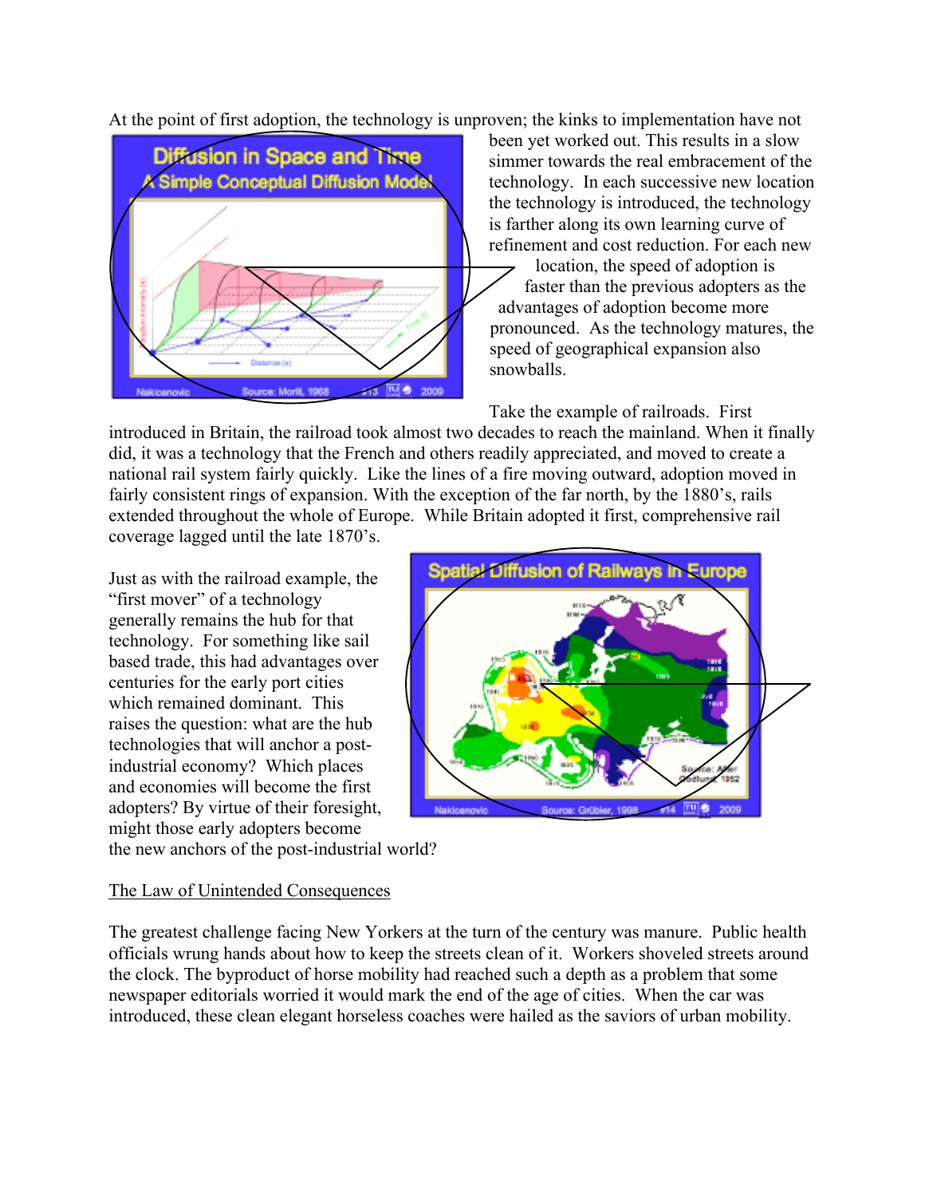At the point of first adoption, the technology is unproven; the kinks to implementation have not been yet worked out. This results in a slow simmer towards the real embracement of the technology. In each successive new location the technology is introduced, the technology is farther along its own learning curve of refinement and cost reduction. For each new location, the speed of adoption is faster than the previous adopters as the advantages of adoption become more pronounced. As the technology matures, the speed of geographical expansion also snowballs.

Take the example of railroads. First introduced in Britain, the railroad took almost two decades to reach the mainland. When it finally did, it was a technology that the French and others readily appreciated, and moved to create a national rail system fairly quickly. Like the lines of a fire moving outward, adoption moved in fairly consistent rings of expansion. With the exception of the far north, by the 1880's, rails extended throughout the whole of Europe. While Britain adopted it first, comprehensive rail coverage lagged until the late 1870's.

Just as with the railroad example, the "first mover" of a technology generally remains the hub for that technology. For something like sail based trade, this had advantages over centuries for the early port cities which remained dominant. This raises the question: what are the hub technologies that will anchor a post-industrial economy? Which places and economies will become the first adopters? By virtue of their foresight, might those early adopters become the new anchors of the post-industrial world?

<u>The Law of Unintended Consequences</u>

The greatest challenge facing New Yorkers at the turn of the century was manure. Public health officials wrung hands about how to keep the streets clean of it. Workers shoveled streets around the clock. The byproduct of horse mobility had reached such a depth as a problem that some newspaper editorials worried it would mark the end of the age of cities. When the car was introduced, these clean elegant horseless coaches were hailed as the saviors of urban mobility.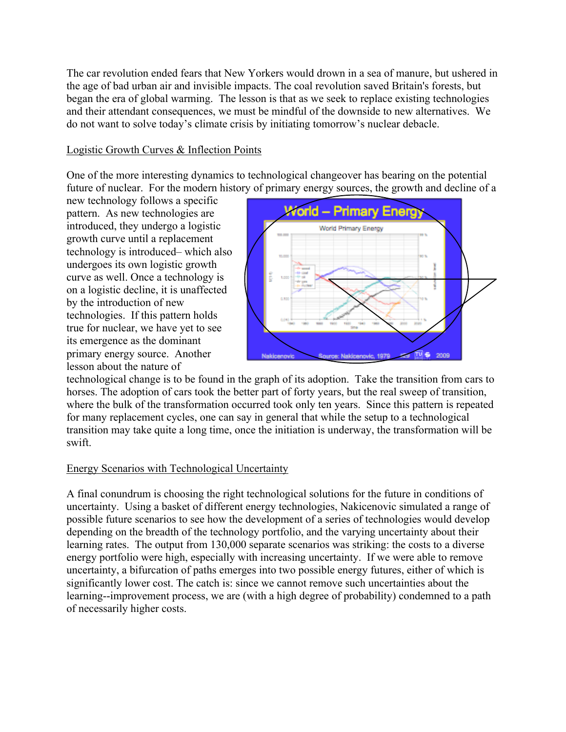The car revolution ended fears that New Yorkers would drown in a sea of manure, but ushered in the age of bad urban air and invisible impacts. The coal revolution saved Britain's forests, but began the era of global warming. The lesson is that as we seek to replace existing technologies and their attendant consequences, we must be mindful of the downside to new alternatives. We do not want to solve today's climate crisis by initiating tomorrow's nuclear debacle.

## Logistic Growth Curves & Inflection Points

One of the more interesting dynamics to technological changeover has bearing on the potential future of nuclear. For the modern history of primary energy sources, the growth and decline of a new technology follows a specific pattern. As new technologies are introduced, they undergo a logistic growth curve until a replacement technology is introduced– which also undergoes its own logistic growth curve as well. Once a technology is on a logistic decline, it is unaffected by the introduction of new technologies. If this pattern holds true for nuclear, we have yet to see its emergence as the dominant primary energy source. Another lesson about the nature of technological change is to be found in the graph of its adoption. Take the transition from cars to horses. The adoption of cars took the better part of forty years, but the real sweep of transition, where the bulk of the transformation occurred took only ten years. Since this pattern is repeated for many replacement cycles, one can say in general that while the setup to a technological transition may take quite a long time, once the initiation is underway, the transformation will be swift.

## Energy Scenarios with Technological Uncertainty

A final conundrum is choosing the right technological solutions for the future in conditions of uncertainty. Using a basket of different energy technologies, Nakicenovic simulated a range of possible future scenarios to see how the development of a series of technologies would develop depending on the breadth of the technology portfolio, and the varying uncertainty about their learning rates. The output from 130,000 separate scenarios was striking: the costs to a diverse energy portfolio were high, especially with increasing uncertainty. If we were able to remove uncertainty, a bifurcation of paths emerges into two possible energy futures, either of which is significantly lower cost. The catch is: since we cannot remove such uncertainties about the learning--improvement process, we are (with a high degree of probability) condemned to a path of necessarily higher costs.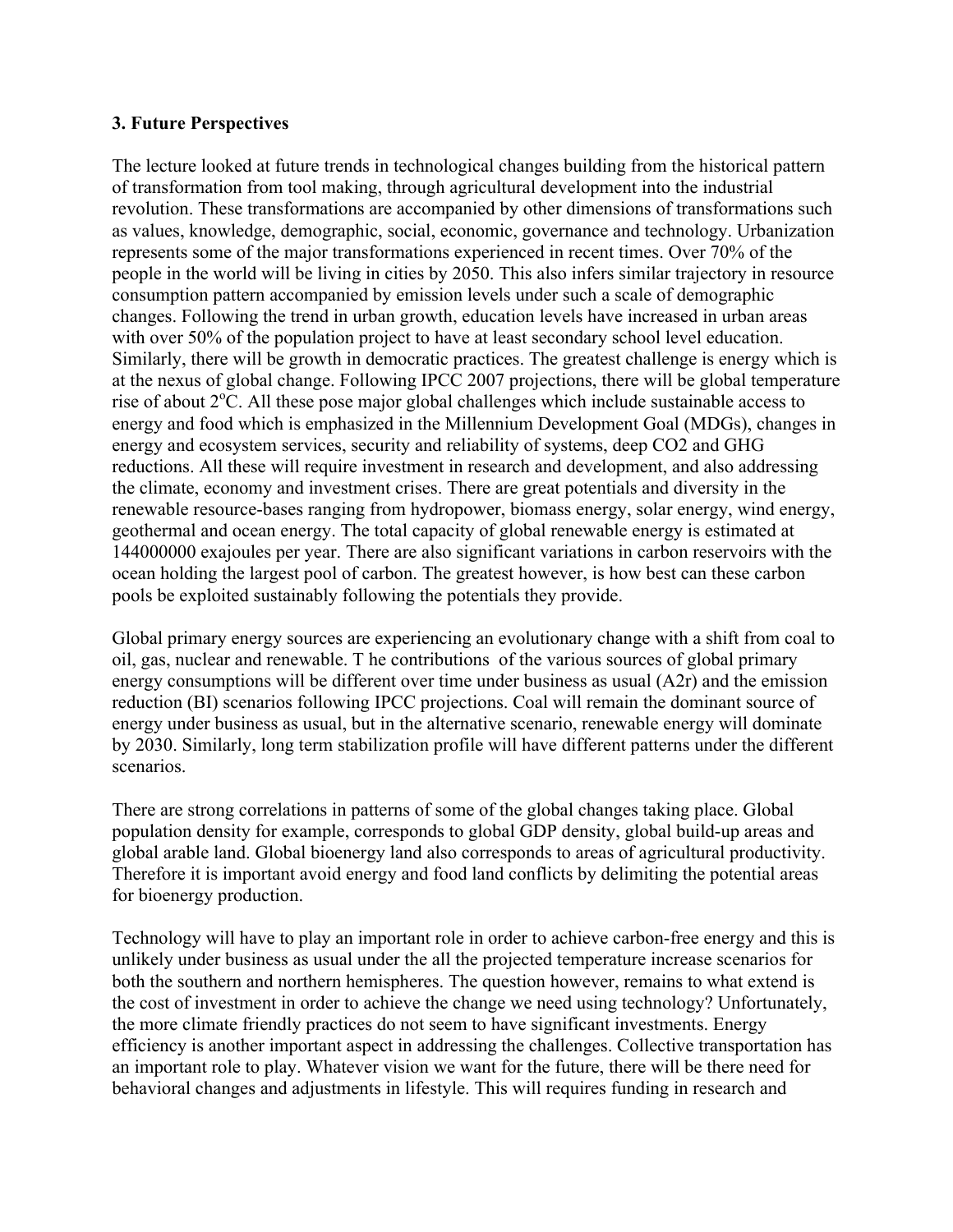**3. Future Perspectives**

The lecture looked at future trends in technological changes building from the historical pattern of transformation from tool making, through agricultural development into the industrial revolution. These transformations are accompanied by other dimensions of transformations such as values, knowledge, demographic, social, economic, governance and technology. Urbanization represents some of the major transformations experienced in recent times. Over 70% of the people in the world will be living in cities by 2050. This also infers similar trajectory in resource consumption pattern accompanied by emission levels under such a scale of demographic changes. Following the trend in urban growth, education levels have increased in urban areas with over 50% of the population project to have at least secondary school level education. Similarly, there will be growth in democratic practices. The greatest challenge is energy which is at the nexus of global change. Following IPCC 2007 projections, there will be global temperature rise of about 2$^{o}$C. All these pose major global challenges which include sustainable access to energy and food which is emphasized in the Millennium Development Goal (MDGs), changes in energy and ecosystem services, security and reliability of systems, deep CO2 and GHG reductions. All these will require investment in research and development, and also addressing the climate, economy and investment crises. There are great potentials and diversity in the renewable resource-bases ranging from hydropower, biomass energy, solar energy, wind energy, geothermal and ocean energy. The total capacity of global renewable energy is estimated at 144000000 exajoules per year. There are also significant variations in carbon reservoirs with the ocean holding the largest pool of carbon. The greatest however, is how best can these carbon pools be exploited sustainably following the potentials they provide.

Global primary energy sources are experiencing an evolutionary change with a shift from coal to oil, gas, nuclear and renewable. T he contributions of the various sources of global primary energy consumptions will be different over time under business as usual (A2r) and the emission reduction (BI) scenarios following IPCC projections. Coal will remain the dominant source of energy under business as usual, but in the alternative scenario, renewable energy will dominate by 2030. Similarly, long term stabilization profile will have different patterns under the different scenarios.

There are strong correlations in patterns of some of the global changes taking place. Global population density for example, corresponds to global GDP density, global build-up areas and global arable land. Global bioenergy land also corresponds to areas of agricultural productivity. Therefore it is important avoid energy and food land conflicts by delimiting the potential areas for bioenergy production.

Technology will have to play an important role in order to achieve carbon-free energy and this is unlikely under business as usual under the all the projected temperature increase scenarios for both the southern and northern hemispheres. The question however, remains to what extend is the cost of investment in order to achieve the change we need using technology? Unfortunately, the more climate friendly practices do not seem to have significant investments. Energy efficiency is another important aspect in addressing the challenges. Collective transportation has an important role to play. Whatever vision we want for the future, there will be there need for behavioral changes and adjustments in lifestyle. This will requires funding in research and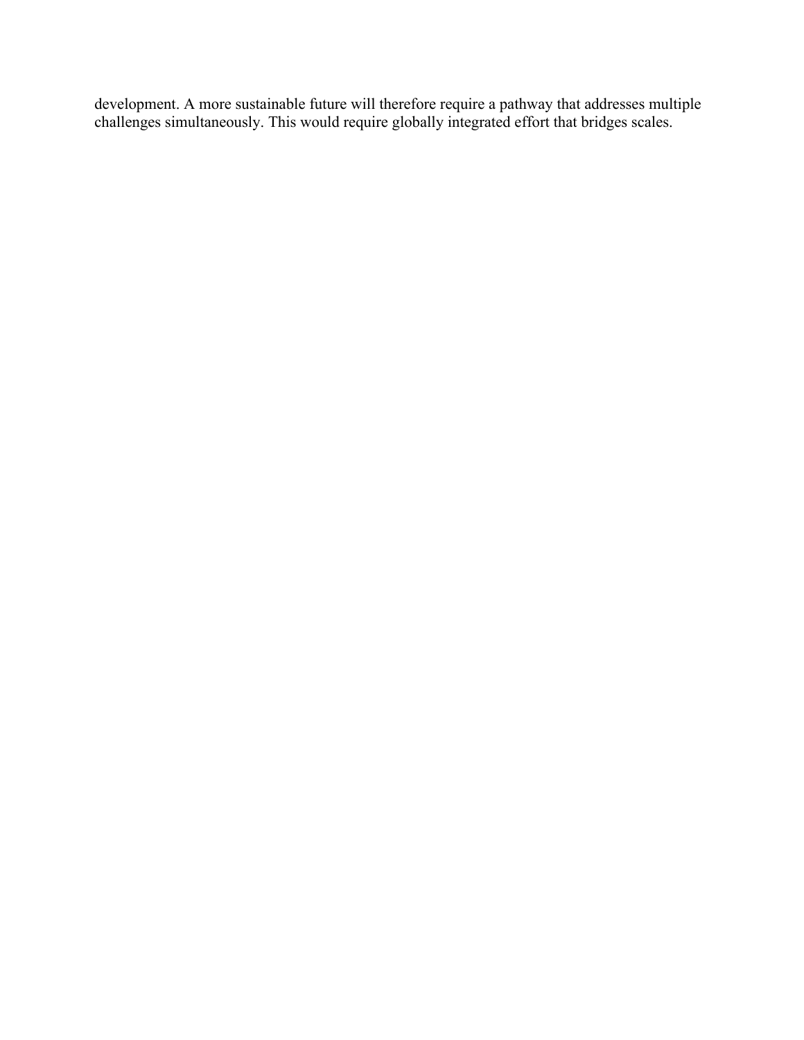development. A more sustainable future will therefore require a pathway that addresses multiple challenges simultaneously. This would require globally integrated effort that bridges scales.